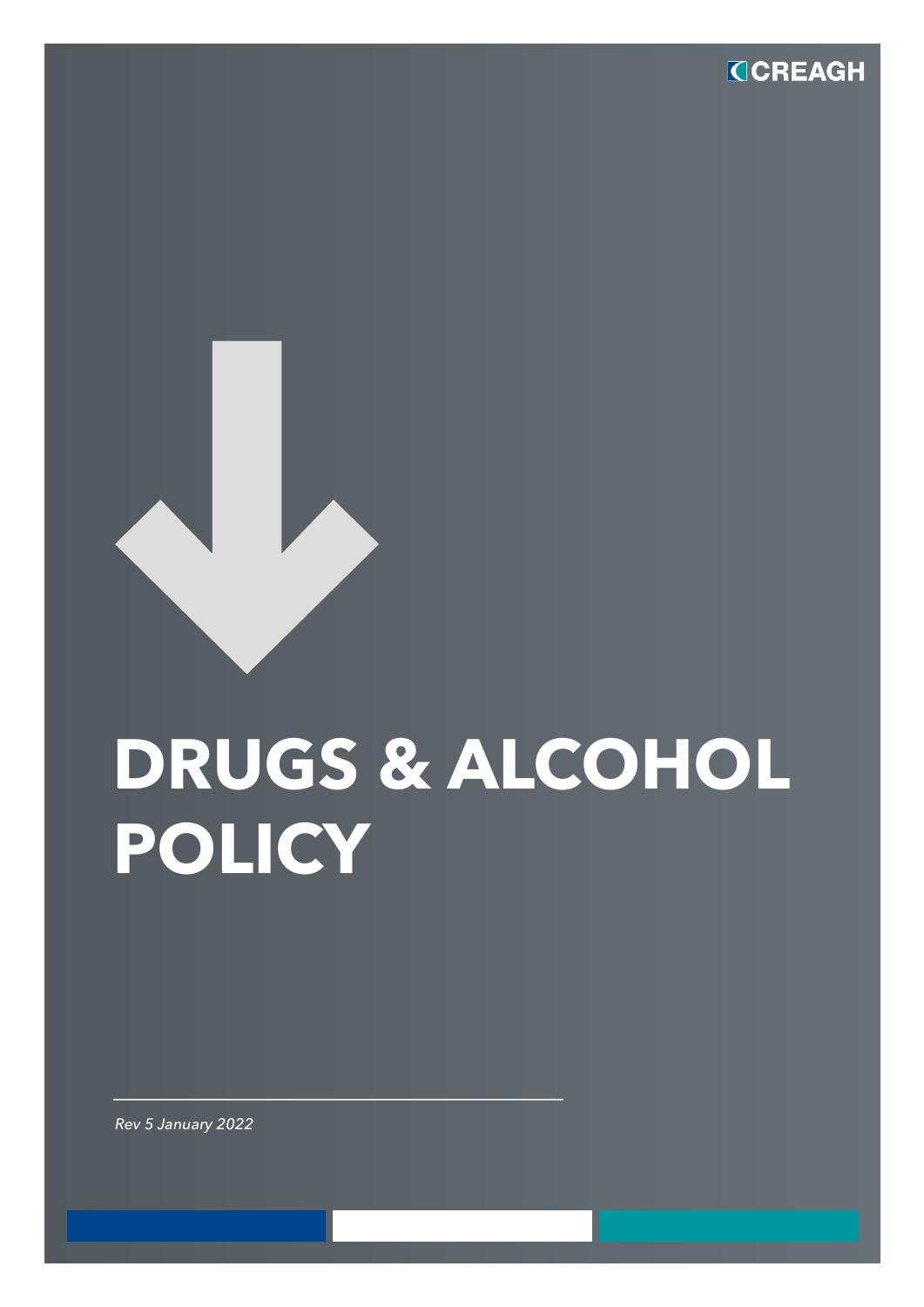CREAGH

# DRUGS & ALCOHOL POLICY

*Rev 5 January 2022*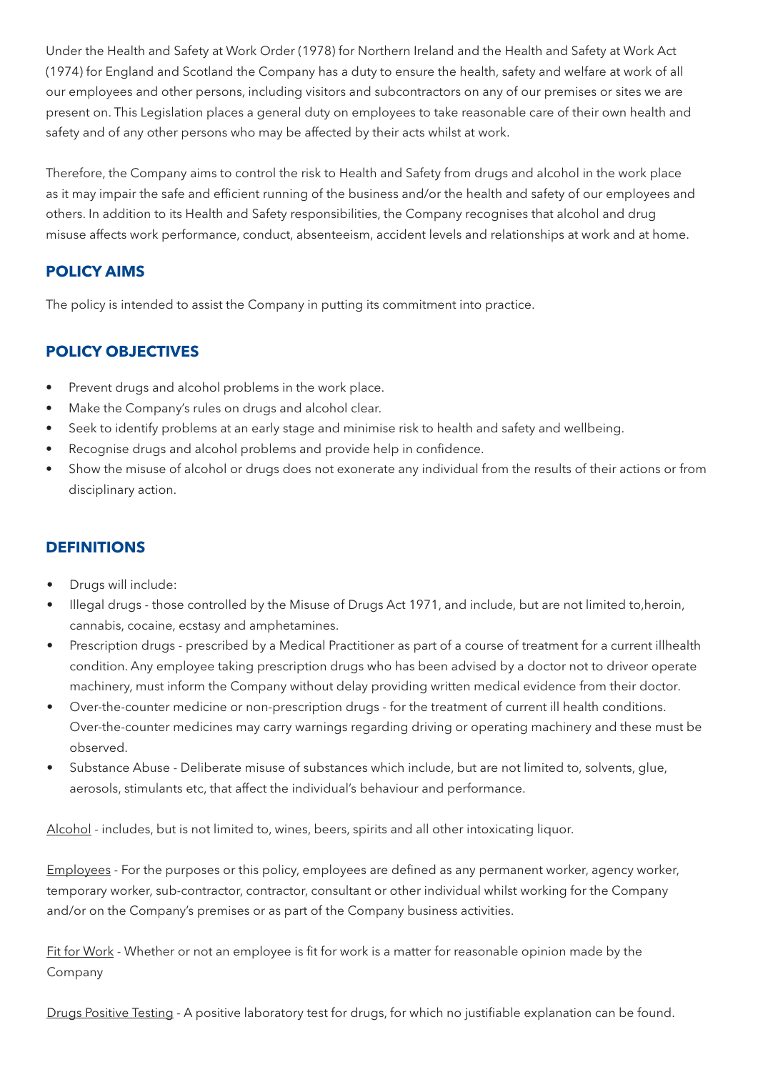Under the Health and Safety at Work Order (1978) for Northern Ireland and the Health and Safety at Work Act (1974) for England and Scotland the Company has a duty to ensure the health, safety and welfare at work of all our employees and other persons, including visitors and subcontractors on any of our premises or sites we are present on. This Legislation places a general duty on employees to take reasonable care of their own health and safety and of any other persons who may be affected by their acts whilst at work.

Therefore, the Company aims to control the risk to Health and Safety from drugs and alcohol in the work place as it may impair the safe and efficient running of the business and/or the health and safety of our employees and others. In addition to its Health and Safety responsibilities, the Company recognises that alcohol and drug misuse affects work performance, conduct, absenteeism, accident levels and relationships at work and at home.

## POLICY AIMS

The policy is intended to assist the Company in putting its commitment into practice.

## POLICY OBJECTIVES

- Prevent drugs and alcohol problems in the work place.
- Make the Company's rules on drugs and alcohol clear.
- Seek to identify problems at an early stage and minimise risk to health and safety and wellbeing.
- Recognise drugs and alcohol problems and provide help in confidence.
- Show the misuse of alcohol or drugs does not exonerate any individual from the results of their actions or from disciplinary action.

## DEFINITIONS

- Drugs will include:
- Illegal drugs - those controlled by the Misuse of Drugs Act 1971, and include, but are not limited to,heroin, cannabis, cocaine, ecstasy and amphetamines.
- Prescription drugs - prescribed by a Medical Practitioner as part of a course of treatment for a current illhealth condition. Any employee taking prescription drugs who has been advised by a doctor not to driveor operate machinery, must inform the Company without delay providing written medical evidence from their doctor.
- Over-the-counter medicine or non-prescription drugs - for the treatment of current ill health conditions. Over-the-counter medicines may carry warnings regarding driving or operating machinery and these must be observed.
- Substance Abuse - Deliberate misuse of substances which include, but are not limited to, solvents, glue, aerosols, stimulants etc, that affect the individual's behaviour and performance.

<u>Alcohol</u> - includes, but is not limited to, wines, beers, spirits and all other intoxicating liquor.

<u>Employees</u> - For the purposes or this policy, employees are defined as any permanent worker, agency worker, temporary worker, sub-contractor, contractor, consultant or other individual whilst working for the Company and/or on the Company's premises or as part of the Company business activities.

<u>Fit for Work</u> - Whether or not an employee is fit for work is a matter for reasonable opinion made by the Company

<u>Drugs Positive Testing</u> - A positive laboratory test for drugs, for which no justifiable explanation can be found.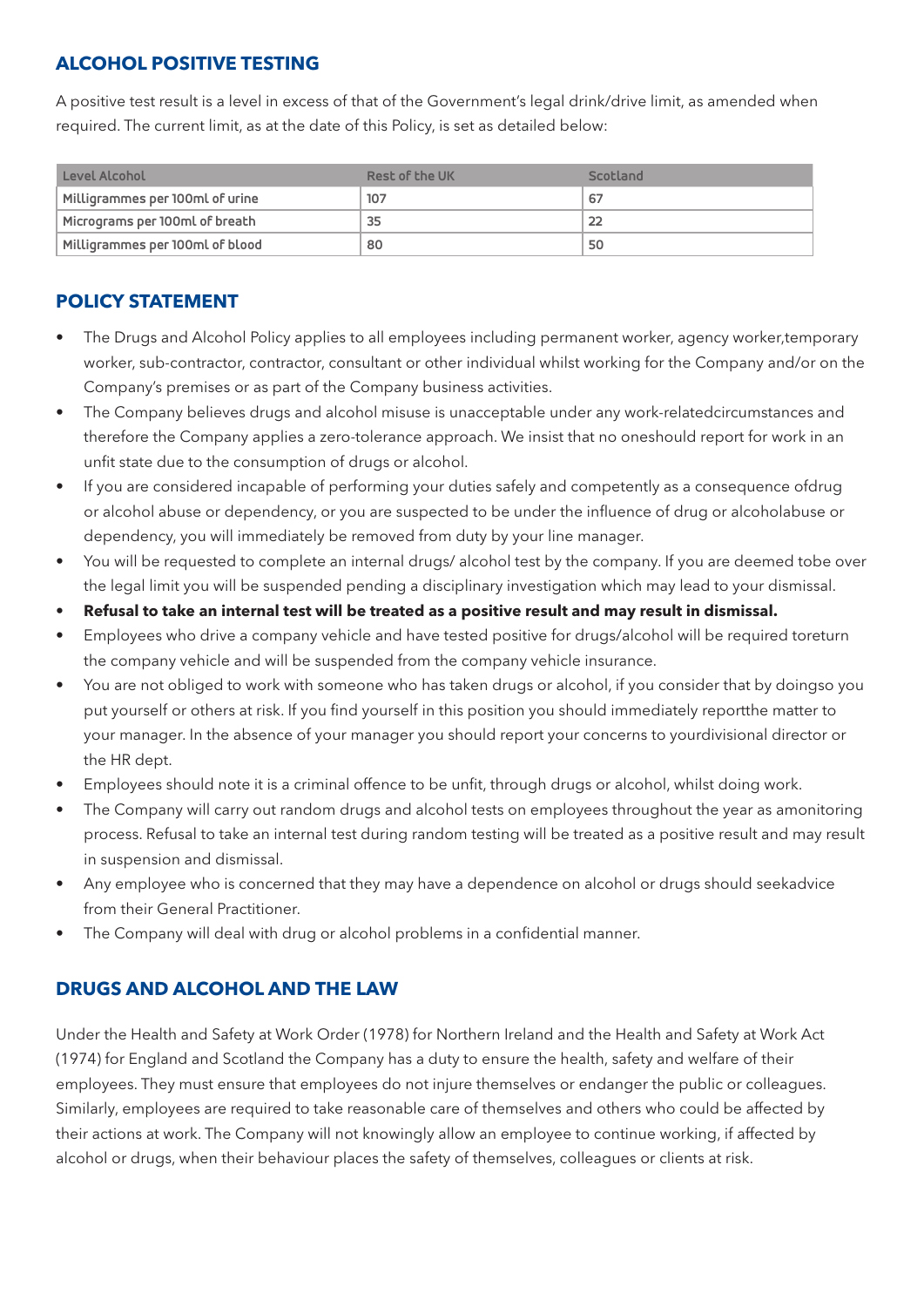## ALCOHOL POSITIVE TESTING

A positive test result is a level in excess of that of the Government's legal drink/drive limit, as amended when required. The current limit, as at the date of this Policy, is set as detailed below:

| Level Alcohol | Rest of the UK | Scotland |
| --- | --- | --- |
| Milligrammes per 100ml of urine | 107 | 67 |
| Micrograms per 100ml of breath | 35 | 22 |
| Milligrammes per 100ml of blood | 80 | 50 |

## POLICY STATEMENT

- The Drugs and Alcohol Policy applies to all employees including permanent worker, agency worker,temporary worker, sub-contractor, contractor, consultant or other individual whilst working for the Company and/or on the Company's premises or as part of the Company business activities.
- The Company believes drugs and alcohol misuse is unacceptable under any work-relatedcircumstances and therefore the Company applies a zero-tolerance approach. We insist that no oneshould report for work in an unfit state due to the consumption of drugs or alcohol.
- If you are considered incapable of performing your duties safely and competently as a consequence ofdrug or alcohol abuse or dependency, or you are suspected to be under the influence of drug or alcoholabuse or dependency, you will immediately be removed from duty by your line manager.
- You will be requested to complete an internal drugs/ alcohol test by the company. If you are deemed tobe over the legal limit you will be suspended pending a disciplinary investigation which may lead to your dismissal.
- **Refusal to take an internal test will be treated as a positive result and may result in dismissal.**
- Employees who drive a company vehicle and have tested positive for drugs/alcohol will be required toreturn the company vehicle and will be suspended from the company vehicle insurance.
- You are not obliged to work with someone who has taken drugs or alcohol, if you consider that by doingso you put yourself or others at risk. If you find yourself in this position you should immediately reportthe matter to your manager. In the absence of your manager you should report your concerns to yourdivisional director or the HR dept.
- Employees should note it is a criminal offence to be unfit, through drugs or alcohol, whilst doing work.
- The Company will carry out random drugs and alcohol tests on employees throughout the year as amonitoring process. Refusal to take an internal test during random testing will be treated as a positive result and may result in suspension and dismissal.
- Any employee who is concerned that they may have a dependence on alcohol or drugs should seekadvice from their General Practitioner.
- The Company will deal with drug or alcohol problems in a confidential manner.

## DRUGS AND ALCOHOL AND THE LAW

Under the Health and Safety at Work Order (1978) for Northern Ireland and the Health and Safety at Work Act (1974) for England and Scotland the Company has a duty to ensure the health, safety and welfare of their employees. They must ensure that employees do not injure themselves or endanger the public or colleagues. Similarly, employees are required to take reasonable care of themselves and others who could be affected by their actions at work. The Company will not knowingly allow an employee to continue working, if affected by alcohol or drugs, when their behaviour places the safety of themselves, colleagues or clients at risk.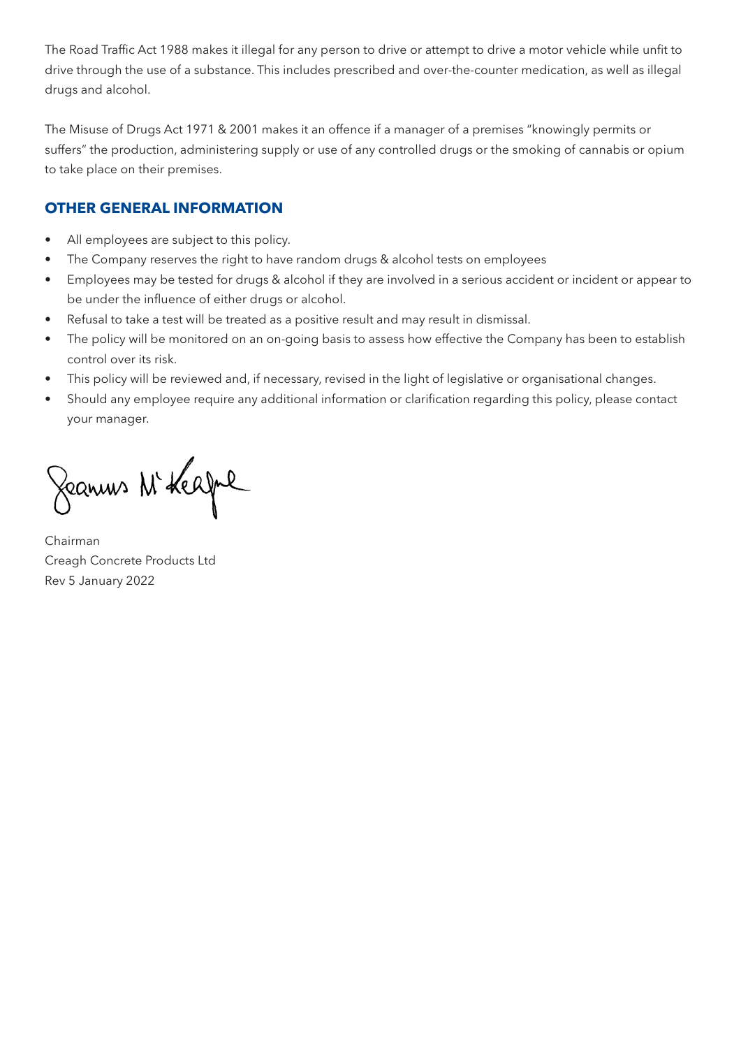The Road Traffic Act 1988 makes it illegal for any person to drive or attempt to drive a motor vehicle while unfit to drive through the use of a substance. This includes prescribed and over-the-counter medication, as well as illegal drugs and alcohol.

The Misuse of Drugs Act 1971 & 2001 makes it an offence if a manager of a premises "knowingly permits or suffers" the production, administering supply or use of any controlled drugs or the smoking of cannabis or opium to take place on their premises.

## OTHER GENERAL INFORMATION

- All employees are subject to this policy.
- The Company reserves the right to have random drugs & alcohol tests on employees
- Employees may be tested for drugs & alcohol if they are involved in a serious accident or incident or appear to be under the influence of either drugs or alcohol.
- Refusal to take a test will be treated as a positive result and may result in dismissal.
- The policy will be monitored on an on-going basis to assess how effective the Company has been to establish control over its risk.
- This policy will be reviewed and, if necessary, revised in the light of legislative or organisational changes.
- Should any employee require any additional information or clarification regarding this policy, please contact your manager.

Seamus McKeague

Chairman
Creagh Concrete Products Ltd
Rev 5 January 2022